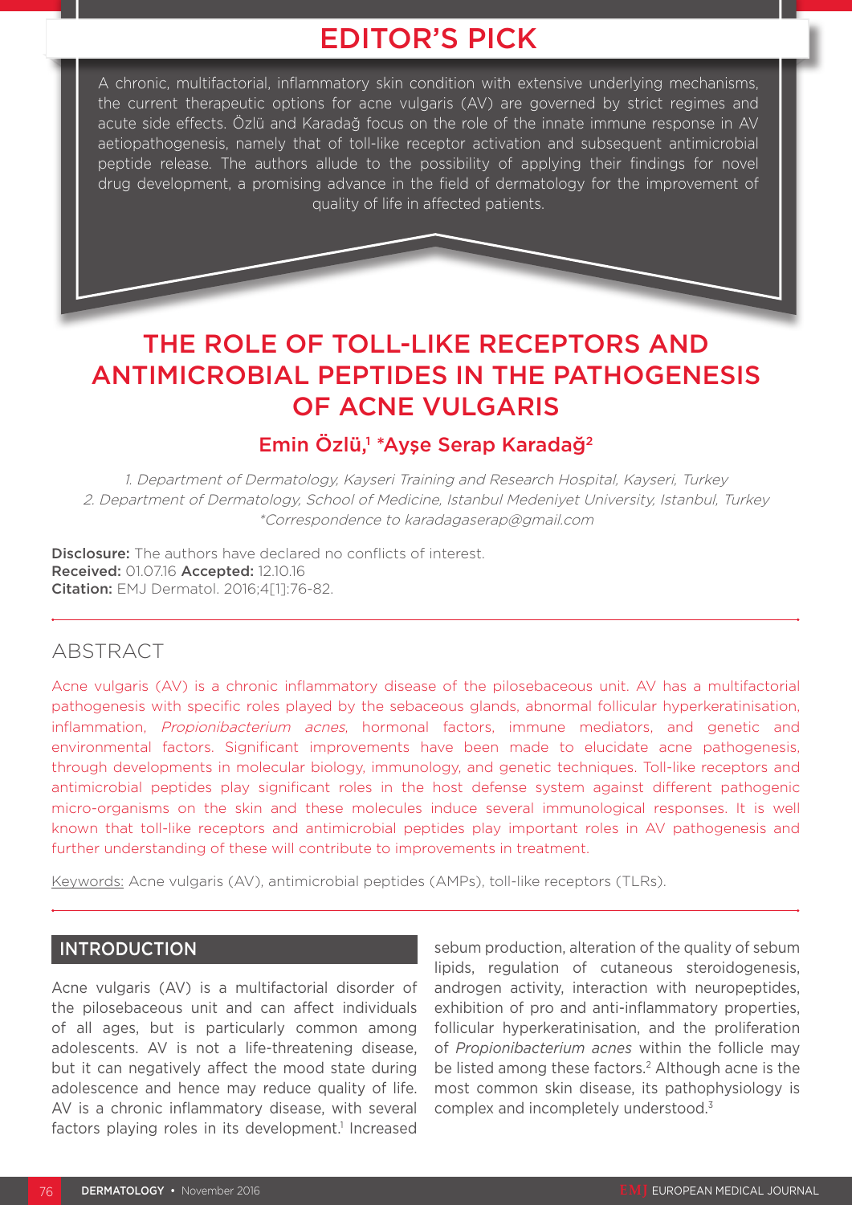# EDITOR'S PICK

A chronic, multifactorial, inflammatory skin condition with extensive underlying mechanisms, the current therapeutic options for acne vulgaris (AV) are governed by strict regimes and acute side effects. Özlü and Karadağ focus on the role of the innate immune response in AV aetiopathogenesis, namely that of toll-like receptor activation and subsequent antimicrobial peptide release. The authors allude to the possibility of applying their findings for novel drug development, a promising advance in the field of dermatology for the improvement of quality of life in affected patients.

# THE ROLE OF TOLL-LIKE RECEPTORS AND ANTIMICROBIAL PEPTIDES IN THE PATHOGENESIS OF ACNE VULGARIS

### Emin Özlü,[1] *Ayşe Serap Karadağ[2]

*1. Department of Dermatology, Kayseri Training and Research Hospital, Kayseri, Turkey*
*2. Department of Dermatology, School of Medicine, Istanbul Medeniyet University, Istanbul, Turkey*
*\*Correspondence to karadagaserap@gmail.com*

**Disclosure:** The authors have declared no conflicts of interest.
**Received:** 01.07.16 **Accepted:** 12.10.16
**Citation:** EMJ Dermatol. 2016;4[1]:76-82.

## ABSTRACT

Acne vulgaris (AV) is a chronic inflammatory disease of the pilosebaceous unit. AV has a multifactorial pathogenesis with specific roles played by the sebaceous glands, abnormal follicular hyperkeratinisation, inflammation, *Propionibacterium acnes*, hormonal factors, immune mediators, and genetic and environmental factors. Significant improvements have been made to elucidate acne pathogenesis, through developments in molecular biology, immunology, and genetic techniques. Toll-like receptors and antimicrobial peptides play significant roles in the host defense system against different pathogenic micro-organisms on the skin and these molecules induce several immunological responses. It is well known that toll-like receptors and antimicrobial peptides play important roles in AV pathogenesis and further understanding of these will contribute to improvements in treatment.

Keywords: Acne vulgaris (AV), antimicrobial peptides (AMPs), toll-like receptors (TLRs).

## INTRODUCTION

Acne vulgaris (AV) is a multifactorial disorder of the pilosebaceous unit and can affect individuals of all ages, but is particularly common among adolescents. AV is not a life-threatening disease, but it can negatively affect the mood state during adolescence and hence may reduce quality of life. AV is a chronic inflammatory disease, with several factors playing roles in its development.[1] Increased sebum production, alteration of the quality of sebum lipids, regulation of cutaneous steroidogenesis, androgen activity, interaction with neuropeptides, exhibition of pro and anti-inflammatory properties, follicular hyperkeratinisation, and the proliferation of *Propionibacterium acnes* within the follicle may be listed among these factors.[2] Although acne is the most common skin disease, its pathophysiology is complex and incompletely understood.[3]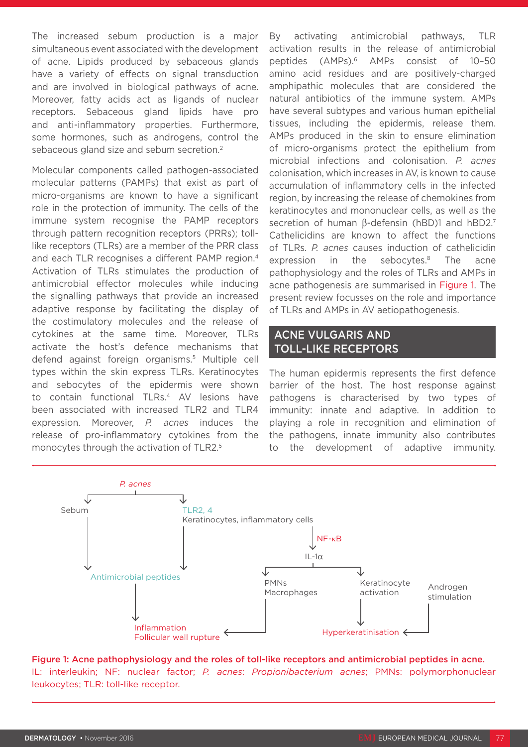The increased sebum production is a major simultaneous event associated with the development of acne. Lipids produced by sebaceous glands have a variety of effects on signal transduction and are involved in biological pathways of acne. Moreover, fatty acids act as ligands of nuclear receptors. Sebaceous gland lipids have pro and anti-inflammatory properties. Furthermore, some hormones, such as androgens, control the sebaceous gland size and sebum secretion.[2]

Molecular components called pathogen-associated molecular patterns (PAMPs) that exist as part of micro-organisms are known to have a significant role in the protection of immunity. The cells of the immune system recognise the PAMP receptors through pattern recognition receptors (PRRs); toll-like receptors (TLRs) are a member of the PRR class and each TLR recognises a different PAMP region.[4] Activation of TLRs stimulates the production of antimicrobial effector molecules while inducing the signalling pathways that provide an increased adaptive response by facilitating the display of the costimulatory molecules and the release of cytokines at the same time. Moreover, TLRs activate the host's defence mechanisms that defend against foreign organisms.[5] Multiple cell types within the skin express TLRs. Keratinocytes and sebocytes of the epidermis were shown to contain functional TLRs.[4] AV lesions have been associated with increased TLR2 and TLR4 expression. Moreover, *P. acnes* induces the release of pro-inflammatory cytokines from the monocytes through the activation of TLR2.[5]

By activating antimicrobial pathways, TLR activation results in the release of antimicrobial peptides (AMPs).[6] AMPs consist of 10–50 amino acid residues and are positively-charged amphipathic molecules that are considered the natural antibiotics of the immune system. AMPs have several subtypes and various human epithelial tissues, including the epidermis, release them. AMPs produced in the skin to ensure elimination of micro-organisms protect the epithelium from microbial infections and colonisation. *P. acnes* colonisation, which increases in AV, is known to cause accumulation of inflammatory cells in the infected region, by increasing the release of chemokines from keratinocytes and mononuclear cells, as well as the secretion of human β-defensin (hBD)1 and hBD2.[7] Cathelicidins are known to affect the functions of TLRs. *P. acnes* causes induction of cathelicidin expression in the sebocytes.[8] The acne pathophysiology and the roles of TLRs and AMPs in acne pathogenesis are summarised in Figure 1. The present review focusses on the role and importance of TLRs and AMPs in AV aetiopathogenesis.

## ACNE VULGARIS AND TOLL-LIKE RECEPTORS

The human epidermis represents the first defence barrier of the host. The host response against pathogens is characterised by two types of immunity: innate and adaptive. In addition to playing a role in recognition and elimination of the pathogens, innate immunity also contributes to the development of adaptive immunity.

P. acnes → Sebum; TLR2, 4 (Keratinocytes, inflammatory cells)
Sebum → Antimicrobial peptides
TLR2, 4 Keratinocytes, inflammatory cells → Antimicrobial peptides; → NF-κB → IL-1α
IL-1α → PMNs, Macrophages; Keratinocyte activation
Antimicrobial peptides → Inflammation, Follicular wall rupture
PMNs, Macrophages → Inflammation, Follicular wall rupture
Keratinocyte activation → Hyperkeratinisation
Androgen stimulation → Hyperkeratinisation

**Figure 1: Acne pathophysiology and the roles of toll-like receptors and antimicrobial peptides in acne.**
IL: interleukin; NF: nuclear factor; *P. acnes*: *Propionibacterium acnes*; PMNs: polymorphonuclear leukocytes; TLR: toll-like receptor.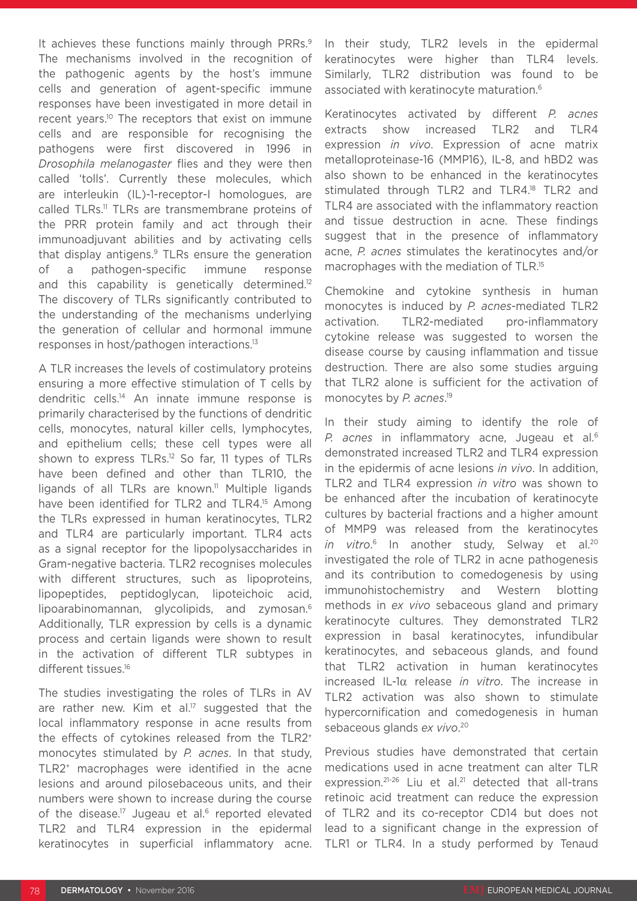It achieves these functions mainly through PRRs.[9] The mechanisms involved in the recognition of the pathogenic agents by the host's immune cells and generation of agent-specific immune responses have been investigated in more detail in recent years.[10] The receptors that exist on immune cells and are responsible for recognising the pathogens were first discovered in 1996 in *Drosophila melanogaster* flies and they were then called 'tolls'. Currently these molecules, which are interleukin (IL)-1-receptor-I homologues, are called TLRs.[11] TLRs are transmembrane proteins of the PRR protein family and act through their immunoadjuvant abilities and by activating cells that display antigens.[9] TLRs ensure the generation of a pathogen-specific immune response and this capability is genetically determined.[12] The discovery of TLRs significantly contributed to the understanding of the mechanisms underlying the generation of cellular and hormonal immune responses in host/pathogen interactions.[13]

A TLR increases the levels of costimulatory proteins ensuring a more effective stimulation of T cells by dendritic cells.[14] An innate immune response is primarily characterised by the functions of dendritic cells, monocytes, natural killer cells, lymphocytes, and epithelium cells; these cell types were all shown to express TLRs.[12] So far, 11 types of TLRs have been defined and other than TLR10, the ligands of all TLRs are known.[11] Multiple ligands have been identified for TLR2 and TLR4.[15] Among the TLRs expressed in human keratinocytes, TLR2 and TLR4 are particularly important. TLR4 acts as a signal receptor for the lipopolysaccharides in Gram-negative bacteria. TLR2 recognises molecules with different structures, such as lipoproteins, lipopeptides, peptidoglycan, lipoteichoic acid, lipoarabinomannan, glycolipids, and zymosan.[6] Additionally, TLR expression by cells is a dynamic process and certain ligands were shown to result in the activation of different TLR subtypes in different tissues.[16]

The studies investigating the roles of TLRs in AV are rather new. Kim et al.[17] suggested that the local inflammatory response in acne results from the effects of cytokines released from the TLR2$^+$ monocytes stimulated by *P. acnes*. In that study, TLR2$^+$ macrophages were identified in the acne lesions and around pilosebaceous units, and their numbers were shown to increase during the course of the disease.[17] Jugeau et al.[6] reported elevated TLR2 and TLR4 expression in the epidermal keratinocytes in superficial inflammatory acne. In their study, TLR2 levels in the epidermal keratinocytes were higher than TLR4 levels. Similarly, TLR2 distribution was found to be associated with keratinocyte maturation.[6]

Keratinocytes activated by different *P. acnes* extracts show increased TLR2 and TLR4 expression *in vivo*. Expression of acne matrix metalloproteinase-16 (MMP16), IL-8, and hBD2 was also shown to be enhanced in the keratinocytes stimulated through TLR2 and TLR4.[18] TLR2 and TLR4 are associated with the inflammatory reaction and tissue destruction in acne. These findings suggest that in the presence of inflammatory acne, *P. acnes* stimulates the keratinocytes and/or macrophages with the mediation of TLR.[15]

Chemokine and cytokine synthesis in human monocytes is induced by *P. acnes*-mediated TLR2 activation. TLR2-mediated pro-inflammatory cytokine release was suggested to worsen the disease course by causing inflammation and tissue destruction. There are also some studies arguing that TLR2 alone is sufficient for the activation of monocytes by *P. acnes*.[19]

In their study aiming to identify the role of *P. acnes* in inflammatory acne, Jugeau et al.[6] demonstrated increased TLR2 and TLR4 expression in the epidermis of acne lesions *in vivo*. In addition, TLR2 and TLR4 expression *in vitro* was shown to be enhanced after the incubation of keratinocyte cultures by bacterial fractions and a higher amount of MMP9 was released from the keratinocytes *in vitro*.[6] In another study, Selway et al.[20] investigated the role of TLR2 in acne pathogenesis and its contribution to comedogenesis by using immunohistochemistry and Western blotting methods in *ex vivo* sebaceous gland and primary keratinocyte cultures. They demonstrated TLR2 expression in basal keratinocytes, infundibular keratinocytes, and sebaceous glands, and found that TLR2 activation in human keratinocytes increased IL-1α release *in vitro*. The increase in TLR2 activation was also shown to stimulate hypercornification and comedogenesis in human sebaceous glands *ex vivo*.[20]

Previous studies have demonstrated that certain medications used in acne treatment can alter TLR expression.[21-26] Liu et al.[21] detected that all-trans retinoic acid treatment can reduce the expression of TLR2 and its co-receptor CD14 but does not lead to a significant change in the expression of TLR1 or TLR4. In a study performed by Tenaud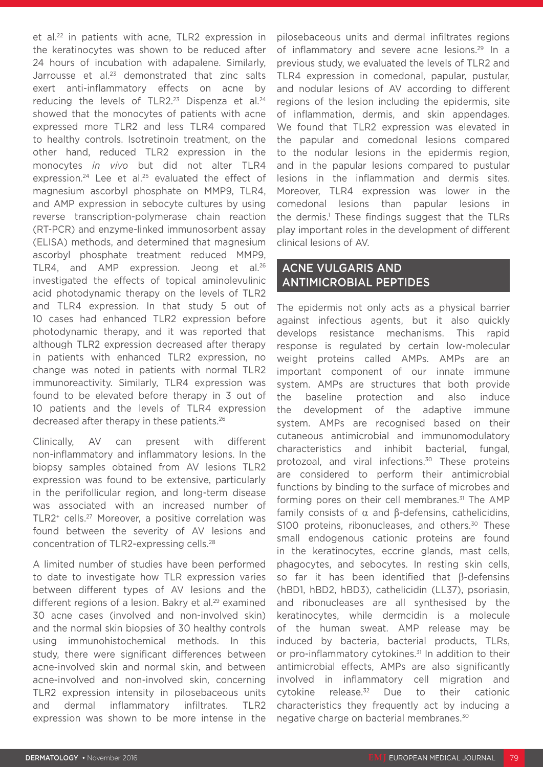et al.[22] in patients with acne, TLR2 expression in the keratinocytes was shown to be reduced after 24 hours of incubation with adapalene. Similarly, Jarrousse et al.[23] demonstrated that zinc salts exert anti-inflammatory effects on acne by reducing the levels of TLR2.[23] Dispenza et al.[24] showed that the monocytes of patients with acne expressed more TLR2 and less TLR4 compared to healthy controls. Isotretinoin treatment, on the other hand, reduced TLR2 expression in the monocytes *in vivo* but did not alter TLR4 expression.[24] Lee et al.[25] evaluated the effect of magnesium ascorbyl phosphate on MMP9, TLR4, and AMP expression in sebocyte cultures by using reverse transcription-polymerase chain reaction (RT-PCR) and enzyme-linked immunosorbent assay (ELISA) methods, and determined that magnesium ascorbyl phosphate treatment reduced MMP9, TLR4, and AMP expression. Jeong et al.[26] investigated the effects of topical aminolevulinic acid photodynamic therapy on the levels of TLR2 and TLR4 expression. In that study 5 out of 10 cases had enhanced TLR2 expression before photodynamic therapy, and it was reported that although TLR2 expression decreased after therapy in patients with enhanced TLR2 expression, no change was noted in patients with normal TLR2 immunoreactivity. Similarly, TLR4 expression was found to be elevated before therapy in 3 out of 10 patients and the levels of TLR4 expression decreased after therapy in these patients.[26]

Clinically, AV can present with different non-inflammatory and inflammatory lesions. In the biopsy samples obtained from AV lesions TLR2 expression was found to be extensive, particularly in the perifollicular region, and long-term disease was associated with an increased number of TLR2+ cells.[27] Moreover, a positive correlation was found between the severity of AV lesions and concentration of TLR2-expressing cells.[28]

A limited number of studies have been performed to date to investigate how TLR expression varies between different types of AV lesions and the different regions of a lesion. Bakry et al.[29] examined 30 acne cases (involved and non-involved skin) and the normal skin biopsies of 30 healthy controls using immunohistochemical methods. In this study, there were significant differences between acne-involved skin and normal skin, and between acne-involved and non-involved skin, concerning TLR2 expression intensity in pilosebaceous units and dermal inflammatory infiltrates. TLR2 expression was shown to be more intense in the pilosebaceous units and dermal infiltrates regions of inflammatory and severe acne lesions.[29] In a previous study, we evaluated the levels of TLR2 and TLR4 expression in comedonal, papular, pustular, and nodular lesions of AV according to different regions of the lesion including the epidermis, site of inflammation, dermis, and skin appendages. We found that TLR2 expression was elevated in the papular and comedonal lesions compared to the nodular lesions in the epidermis region, and in the papular lesions compared to pustular lesions in the inflammation and dermis sites. Moreover, TLR4 expression was lower in the comedonal lesions than papular lesions in the dermis.[1] These findings suggest that the TLRs play important roles in the development of different clinical lesions of AV.

## ACNE VULGARIS AND ANTIMICROBIAL PEPTIDES

The epidermis not only acts as a physical barrier against infectious agents, but it also quickly develops resistance mechanisms. This rapid response is regulated by certain low-molecular weight proteins called AMPs. AMPs are an important component of our innate immune system. AMPs are structures that both provide the baseline protection and also induce the development of the adaptive immune system. AMPs are recognised based on their cutaneous antimicrobial and immunomodulatory characteristics and inhibit bacterial, fungal, protozoal, and viral infections.[30] These proteins are considered to perform their antimicrobial functions by binding to the surface of microbes and forming pores on their cell membranes.[31] The AMP family consists of α and β-defensins, cathelicidins, S100 proteins, ribonucleases, and others.[30] These small endogenous cationic proteins are found in the keratinocytes, eccrine glands, mast cells, phagocytes, and sebocytes. In resting skin cells, so far it has been identified that β-defensins (hBD1, hBD2, hBD3), cathelicidin (LL37), psoriasin, and ribonucleases are all synthesised by the keratinocytes, while dermcidin is a molecule of the human sweat. AMP release may be induced by bacteria, bacterial products, TLRs, or pro-inflammatory cytokines.[31] In addition to their antimicrobial effects, AMPs are also significantly involved in inflammatory cell migration and cytokine release.[32] Due to their cationic characteristics they frequently act by inducing a negative charge on bacterial membranes.[30]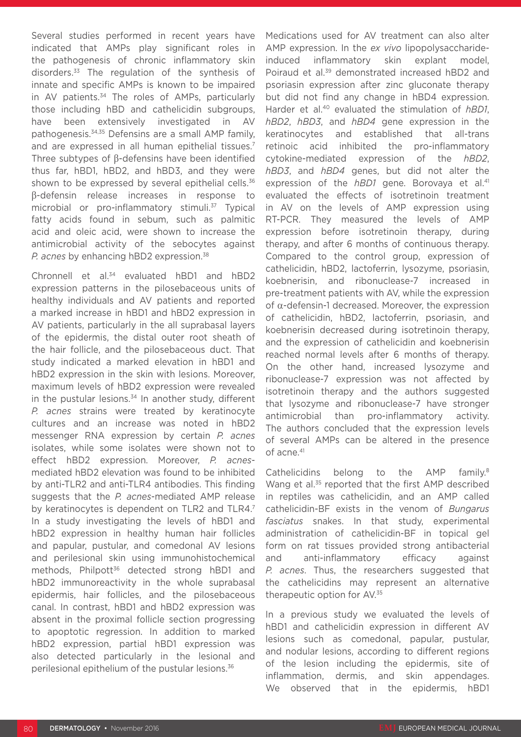Several studies performed in recent years have indicated that AMPs play significant roles in the pathogenesis of chronic inflammatory skin disorders.[33] The regulation of the synthesis of innate and specific AMPs is known to be impaired in AV patients.[34] The roles of AMPs, particularly those including hBD and cathelicidin subgroups, have been extensively investigated in AV pathogenesis.[34,35] Defensins are a small AMP family, and are expressed in all human epithelial tissues.[7] Three subtypes of β-defensins have been identified thus far, hBD1, hBD2, and hBD3, and they were shown to be expressed by several epithelial cells.[36] β-defensin release increases in response to microbial or pro-inflammatory stimuli.[37] Typical fatty acids found in sebum, such as palmitic acid and oleic acid, were shown to increase the antimicrobial activity of the sebocytes against *P. acnes* by enhancing hBD2 expression.[38]

Chronnell et al.[34] evaluated hBD1 and hBD2 expression patterns in the pilosebaceous units of healthy individuals and AV patients and reported a marked increase in hBD1 and hBD2 expression in AV patients, particularly in the all suprabasal layers of the epidermis, the distal outer root sheath of the hair follicle, and the pilosebaceous duct. That study indicated a marked elevation in hBD1 and hBD2 expression in the skin with lesions. Moreover, maximum levels of hBD2 expression were revealed in the pustular lesions.[34] In another study, different *P. acnes* strains were treated by keratinocyte cultures and an increase was noted in hBD2 messenger RNA expression by certain *P. acnes* isolates, while some isolates were shown not to effect hBD2 expression. Moreover, *P. acnes*-mediated hBD2 elevation was found to be inhibited by anti-TLR2 and anti-TLR4 antibodies. This finding suggests that the *P. acnes*-mediated AMP release by keratinocytes is dependent on TLR2 and TLR4.[7] In a study investigating the levels of hBD1 and hBD2 expression in healthy human hair follicles and papular, pustular, and comedonal AV lesions and perilesional skin using immunohistochemical methods, Philpott[36] detected strong hBD1 and hBD2 immunoreactivity in the whole suprabasal epidermis, hair follicles, and the pilosebaceous canal. In contrast, hBD1 and hBD2 expression was absent in the proximal follicle section progressing to apoptotic regression. In addition to marked hBD2 expression, partial hBD1 expression was also detected particularly in the lesional and perilesional epithelium of the pustular lesions.[36]

Medications used for AV treatment can also alter AMP expression. In the *ex vivo* lipopolysaccharide-induced inflammatory skin explant model, Poiraud et al.[39] demonstrated increased hBD2 and psoriasin expression after zinc gluconate therapy but did not find any change in hBD4 expression. Harder et al.[40] evaluated the stimulation of *hBD1*, *hBD2*, *hBD3*, and *hBD4* gene expression in the keratinocytes and established that all-trans retinoic acid inhibited the pro-inflammatory cytokine-mediated expression of the *hBD2*, *hBD3*, and *hBD4* genes, but did not alter the expression of the *hBD1* gene. Borovaya et al.[41] evaluated the effects of isotretinoin treatment in AV on the levels of AMP expression using RT-PCR. They measured the levels of AMP expression before isotretinoin therapy, during therapy, and after 6 months of continuous therapy. Compared to the control group, expression of cathelicidin, hBD2, lactoferrin, lysozyme, psoriasin, koebnerisin, and ribonuclease-7 increased in pre-treatment patients with AV, while the expression of α-defensin-1 decreased. Moreover, the expression of cathelicidin, hBD2, lactoferrin, psoriasin, and koebnerisin decreased during isotretinoin therapy, and the expression of cathelicidin and koebnerisin reached normal levels after 6 months of therapy. On the other hand, increased lysozyme and ribonuclease-7 expression was not affected by isotretinoin therapy and the authors suggested that lysozyme and ribonuclease-7 have stronger antimicrobial than pro-inflammatory activity. The authors concluded that the expression levels of several AMPs can be altered in the presence of acne.[41]

Cathelicidins belong to the AMP family.[8] Wang et al.[35] reported that the first AMP described in reptiles was cathelicidin, and an AMP called cathelicidin-BF exists in the venom of *Bungarus fasciatus* snakes. In that study, experimental administration of cathelicidin-BF in topical gel form on rat tissues provided strong antibacterial and anti-inflammatory efficacy against *P. acnes*. Thus, the researchers suggested that the cathelicidins may represent an alternative therapeutic option for AV.[35]

In a previous study we evaluated the levels of hBD1 and cathelicidin expression in different AV lesions such as comedonal, papular, pustular, and nodular lesions, according to different regions of the lesion including the epidermis, site of inflammation, dermis, and skin appendages. We observed that in the epidermis, hBD1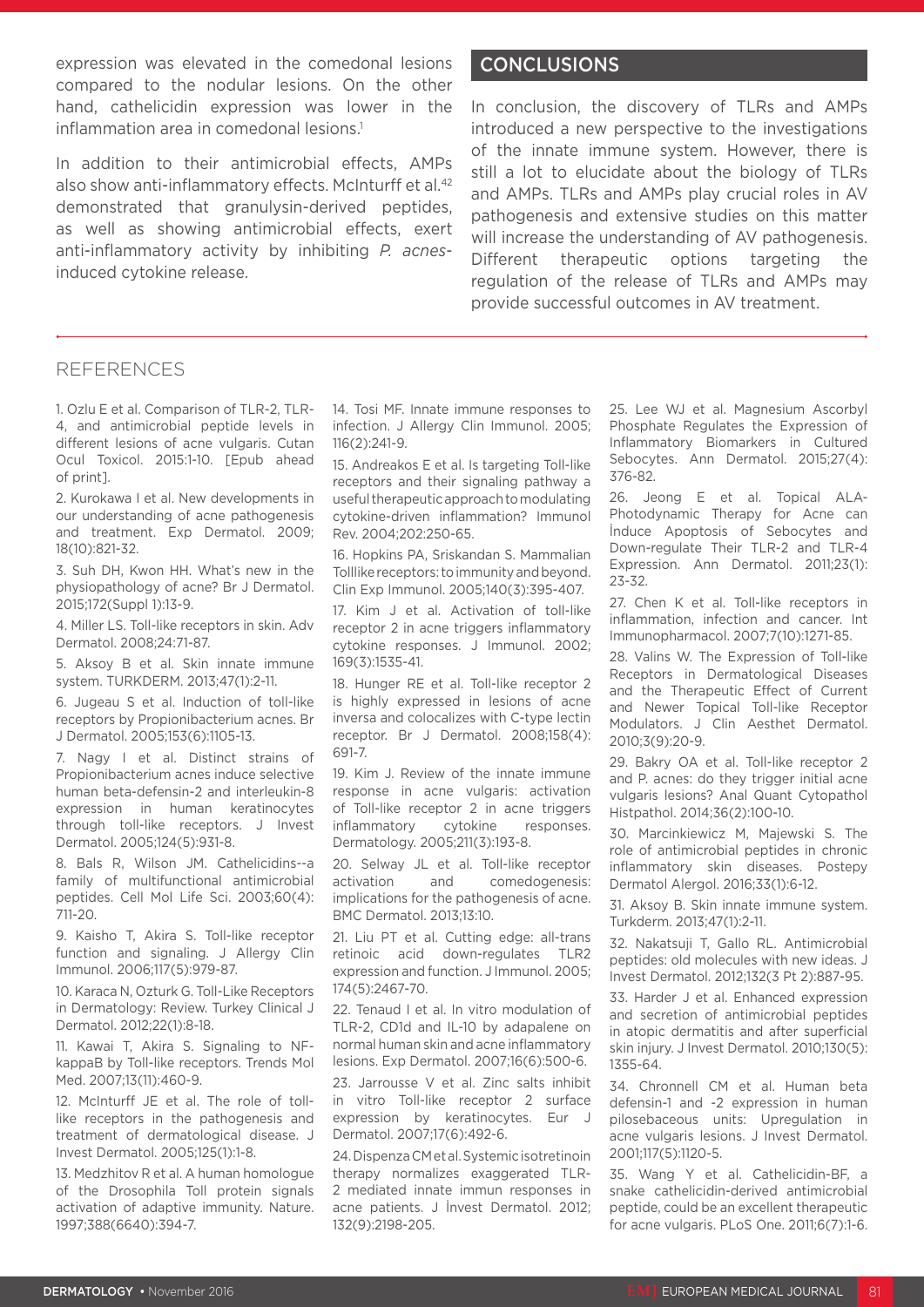expression was elevated in the comedonal lesions compared to the nodular lesions. On the other hand, cathelicidin expression was lower in the inflammation area in comedonal lesions.[1]

In addition to their antimicrobial effects, AMPs also show anti-inflammatory effects. McInturff et al.[42] demonstrated that granulysin-derived peptides, as well as showing antimicrobial effects, exert anti-inflammatory activity by inhibiting *P. acnes*-induced cytokine release.

## CONCLUSIONS

In conclusion, the discovery of TLRs and AMPs introduced a new perspective to the investigations of the innate immune system. However, there is still a lot to elucidate about the biology of TLRs and AMPs. TLRs and AMPs play crucial roles in AV pathogenesis and extensive studies on this matter will increase the understanding of AV pathogenesis. Different therapeutic options targeting the regulation of the release of TLRs and AMPs may provide successful outcomes in AV treatment.

## REFERENCES

1. Ozlu E et al. Comparison of TLR-2, TLR-4, and antimicrobial peptide levels in different lesions of acne vulgaris. Cutan Ocul Toxicol. 2015:1-10. [Epub ahead of print].

2. Kurokawa I et al. New developments in our understanding of acne pathogenesis and treatment. Exp Dermatol. 2009; 18(10):821-32.

3. Suh DH, Kwon HH. What's new in the physiopathology of acne? Br J Dermatol. 2015;172(Suppl 1):13-9.

4. Miller LS. Toll-like receptors in skin. Adv Dermatol. 2008;24:71-87.

5. Aksoy B et al. Skin innate immune system. TURKDERM. 2013;47(1):2-11.

6. Jugeau S et al. Induction of toll-like receptors by Propionibacterium acnes. Br J Dermatol. 2005;153(6):1105-13.

7. Nagy I et al. Distinct strains of Propionibacterium acnes induce selective human beta-defensin-2 and interleukin-8 expression in human keratinocytes through toll-like receptors. J Invest Dermatol. 2005;124(5):931-8.

8. Bals R, Wilson JM. Cathelicidins--a family of multifunctional antimicrobial peptides. Cell Mol Life Sci. 2003;60(4): 711-20.

9. Kaisho T, Akira S. Toll-like receptor function and signaling. J Allergy Clin Immunol. 2006;117(5):979-87.

10. Karaca N, Ozturk G. Toll-Like Receptors in Dermatology: Review. Turkey Clinical J Dermatol. 2012;22(1):8-18.

11. Kawai T, Akira S. Signaling to NF-kappaB by Toll-like receptors. Trends Mol Med. 2007;13(11):460-9.

12. McInturff JE et al. The role of toll-like receptors in the pathogenesis and treatment of dermatological disease. J Invest Dermatol. 2005;125(1):1-8.

13. Medzhitov R et al. A human homologue of the Drosophila Toll protein signals activation of adaptive immunity. Nature. 1997;388(6640):394-7.

14. Tosi MF. Innate immune responses to infection. J Allergy Clin Immunol. 2005; 116(2):241-9.

15. Andreakos E et al. Is targeting Toll-like receptors and their signaling pathway a useful therapeutic approach to modulating cytokine-driven inflammation? Immunol Rev. 2004;202:250-65.

16. Hopkins PA, Sriskandan S. Mammalian Tolllike receptors: to immunity and beyond. Clin Exp Immunol. 2005;140(3):395-407.

17. Kim J et al. Activation of toll-like receptor 2 in acne triggers inflammatory cytokine responses. J Immunol. 2002; 169(3):1535-41.

18. Hunger RE et al. Toll-like receptor 2 is highly expressed in lesions of acne inversa and colocalizes with C-type lectin receptor. Br J Dermatol. 2008;158(4): 691-7.

19. Kim J. Review of the innate immune response in acne vulgaris: activation of Toll-like receptor 2 in acne triggers inflammatory cytokine responses. Dermatology. 2005;211(3):193-8.

20. Selway JL et al. Toll-like receptor activation and comedogenesis: implications for the pathogenesis of acne. BMC Dermatol. 2013;13:10.

21. Liu PT et al. Cutting edge: all-trans retinoic acid down-regulates TLR2 expression and function. J Immunol. 2005; 174(5):2467-70.

22. Tenaud I et al. In vitro modulation of TLR-2, CD1d and IL-10 by adapalene on normal human skin and acne inflammatory lesions. Exp Dermatol. 2007;16(6):500-6.

23. Jarrousse V et al. Zinc salts inhibit in vitro Toll-like receptor 2 surface expression by keratinocytes. Eur J Dermatol. 2007;17(6):492-6.

24. Dispenza CM et al. Systemic isotretinoin therapy normalizes exaggerated TLR-2 mediated innate immun responses in acne patients. J İnvest Dermatol. 2012; 132(9):2198-205.

25. Lee WJ et al. Magnesium Ascorbyl Phosphate Regulates the Expression of Inflammatory Biomarkers in Cultured Sebocytes. Ann Dermatol. 2015;27(4): 376-82.

26. Jeong E et al. Topical ALA-Photodynamic Therapy for Acne can İnduce Apoptosis of Sebocytes and Down-regulate Their TLR-2 and TLR-4 Expression. Ann Dermatol. 2011;23(1): 23-32.

27. Chen K et al. Toll-like receptors in inflammation, infection and cancer. Int Immunopharmacol. 2007;7(10):1271-85.

28. Valins W. The Expression of Toll-like Receptors in Dermatological Diseases and the Therapeutic Effect of Current and Newer Topical Toll-like Receptor Modulators. J Clin Aesthet Dermatol. 2010;3(9):20-9.

29. Bakry OA et al. Toll-like receptor 2 and P. acnes: do they trigger initial acne vulgaris lesions? Anal Quant Cytopathol Histpathol. 2014;36(2):100-10.

30. Marcinkiewicz M, Majewski S. The role of antimicrobial peptides in chronic inflammatory skin diseases. Postepy Dermatol Alergol. 2016;33(1):6-12.

31. Aksoy B. Skin innate immune system. Turkderm. 2013;47(1):2-11.

32. Nakatsuji T, Gallo RL. Antimicrobial peptides: old molecules with new ideas. J Invest Dermatol. 2012;132(3 Pt 2):887-95.

33. Harder J et al. Enhanced expression and secretion of antimicrobial peptides in atopic dermatitis and after superficial skin injury. J Invest Dermatol. 2010;130(5): 1355-64.

34. Chronnell CM et al. Human beta defensin-1 and -2 expression in human pilosebaceous units: Upregulation in acne vulgaris lesions. J Invest Dermatol. 2001;117(5):1120-5.

35. Wang Y et al. Cathelicidin-BF, a snake cathelicidin-derived antimicrobial peptide, could be an excellent therapeutic for acne vulgaris. PLoS One. 2011;6(7):1-6.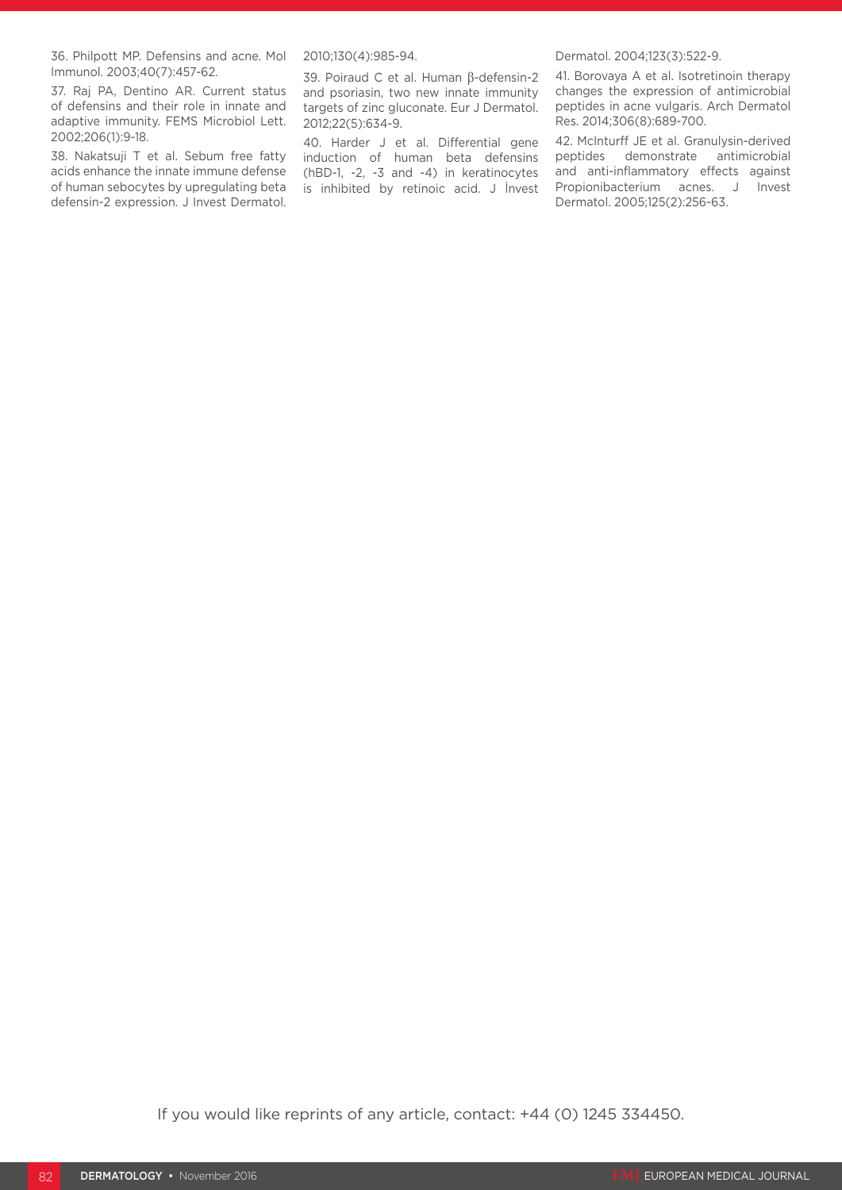36. Philpott MP. Defensins and acne. Mol Immunol. 2003;40(7):457-62.

37. Raj PA, Dentino AR. Current status of defensins and their role in innate and adaptive immunity. FEMS Microbiol Lett. 2002;206(1):9-18.

38. Nakatsuji T et al. Sebum free fatty acids enhance the innate immune defense of human sebocytes by upregulating beta defensin-2 expression. J Invest Dermatol. 2010;130(4):985-94.

39. Poiraud C et al. Human β-defensin-2 and psoriasin, two new innate immunity targets of zinc gluconate. Eur J Dermatol. 2012;22(5):634-9.

40. Harder J et al. Differential gene induction of human beta defensins (hBD-1, -2, -3 and -4) in keratinocytes is inhibited by retinoic acid. J İnvest Dermatol. 2004;123(3):522-9.

41. Borovaya A et al. Isotretinoin therapy changes the expression of antimicrobial peptides in acne vulgaris. Arch Dermatol Res. 2014;306(8):689-700.

42. McInturff JE et al. Granulysin-derived peptides demonstrate antimicrobial and anti-inflammatory effects against Propionibacterium acnes. J Invest Dermatol. 2005;125(2):256-63.

If you would like reprints of any article, contact: +44 (0) 1245 334450.